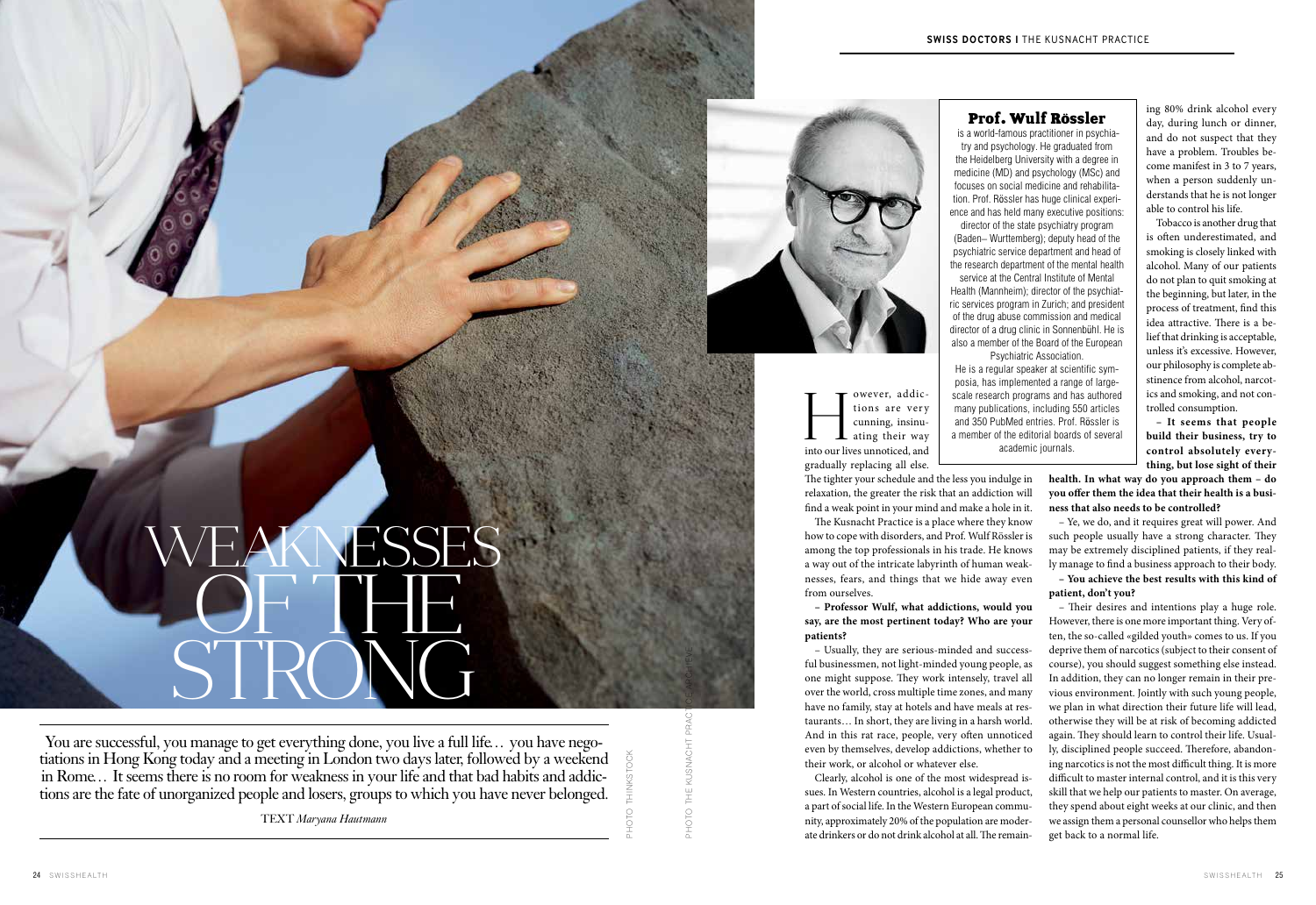# WEAKNESSES OF THE STRONG

You are successful, you manage to get everything done, you live a full life… you have negotiations in Hong Kong today and a meeting in London two days later, followed by a weekend in Rome… It seems there is no room for weakness in your life and that bad habits and addictions are the fate of unorganized people and losers, groups to which you have never belonged.

TEXT *Maryana Hautmann*

PHOTO THINKSTOCK

PHOTO THE KUSNACHT PRACTICE ARCHIVE

### Prof. Wulf Rössler

is a world-famous practitioner in psychiatry and psychology. He graduated from the Heidelberg University with a degree in medicine (MD) and psychology (MSc) and focuses on social medicine and rehabilitation. Prof. Rössler has huge clinical experience and has held many executive positions: director of the state psychiatry program (Baden– Wurttemberg); deputy head of the psychiatric service department and head of the research department of the mental health service at the Central Institute of Mental Health (Mannheim); director of the psychiatric services program in Zurich; and president of the drug abuse commission and medical director of a drug clinic in Sonnenbühl. He is also a member of the Board of the European Psychiatric Association.

He is a regular speaker at scientific symposia, has implemented a range of large-scale research programs and has authored many publications, including 550 articles and 350 PubMed entries. Prof. Rössler is a member of the editorial boards of several academic journals.

However, addictions are very cunning, insinuating their way into our lives unnoticed, and gradually replacing all else. The tighter your schedule and the less you indulge in relaxation, the greater the risk that an addiction will find a weak point in your mind and make a hole in it.

The Kusnacht Practice is a place where they know how to cope with disorders, and Prof. Wulf Rössler is among the top professionals in his trade. He knows a way out of the intricate labyrinth of human weaknesses, fears, and things that we hide away even from ourselves.

**– Professor Wulf, what addictions, would you say, are the most pertinent today? Who are your patients?**

– Usually, they are serious-minded and successful businessmen, not light-minded young people, as one might suppose. They work intensely, travel all over the world, cross multiple time zones, and many have no family, stay at hotels and have meals at restaurants… In short, they are living in a harsh world. And in this rat race, people, very often unnoticed even by themselves, develop addictions, whether to their work, or alcohol or whatever else.

Clearly, alcohol is one of the most widespread issues. In Western countries, alcohol is a legal product, a part of social life. In the Western European community, approximately 20% of the population are moderate drinkers or do not drink alcohol at all. The remaining 80% drink alcohol every day, during lunch or dinner, and do not suspect that they have a problem. Troubles become manifest in 3 to 7 years, when a person suddenly understands that he is not longer able to control his life.

Tobacco is another drug that is often underestimated, and smoking is closely linked with alcohol. Many of our patients do not plan to quit smoking at the beginning, but later, in the process of treatment, find this idea attractive. There is a belief that drinking is acceptable, unless it's excessive. However, our philosophy is complete abstinence from alcohol, narcotics and smoking, and not controlled consumption.

**– It seems that people build their business, try to control absolutely everything, but lose sight of their health. In what way do you approach them – do you offer them the idea that their health is a business that also needs to be controlled?**

– Ye, we do, and it requires great will power. And such people usually have a strong character. They may be extremely disciplined patients, if they really manage to find a business approach to their body.

**– You achieve the best results with this kind of patient, don't you?**

– Their desires and intentions play a huge role. However, there is one more important thing. Very often, the so-called «gilded youth» comes to us. If you deprive them of narcotics (subject to their consent of course), you should suggest something else instead. In addition, they can no longer remain in their previous environment. Jointly with such young people, we plan in what direction their future life will lead, otherwise they will be at risk of becoming addicted again. They should learn to control their life. Usually, disciplined people succeed. Therefore, abandoning narcotics is not the most difficult thing. It is more difficult to master internal control, and it is this very skill that we help our patients to master. On average, they spend about eight weeks at our clinic, and then we assign them a personal counsellor who helps them get back to a normal life.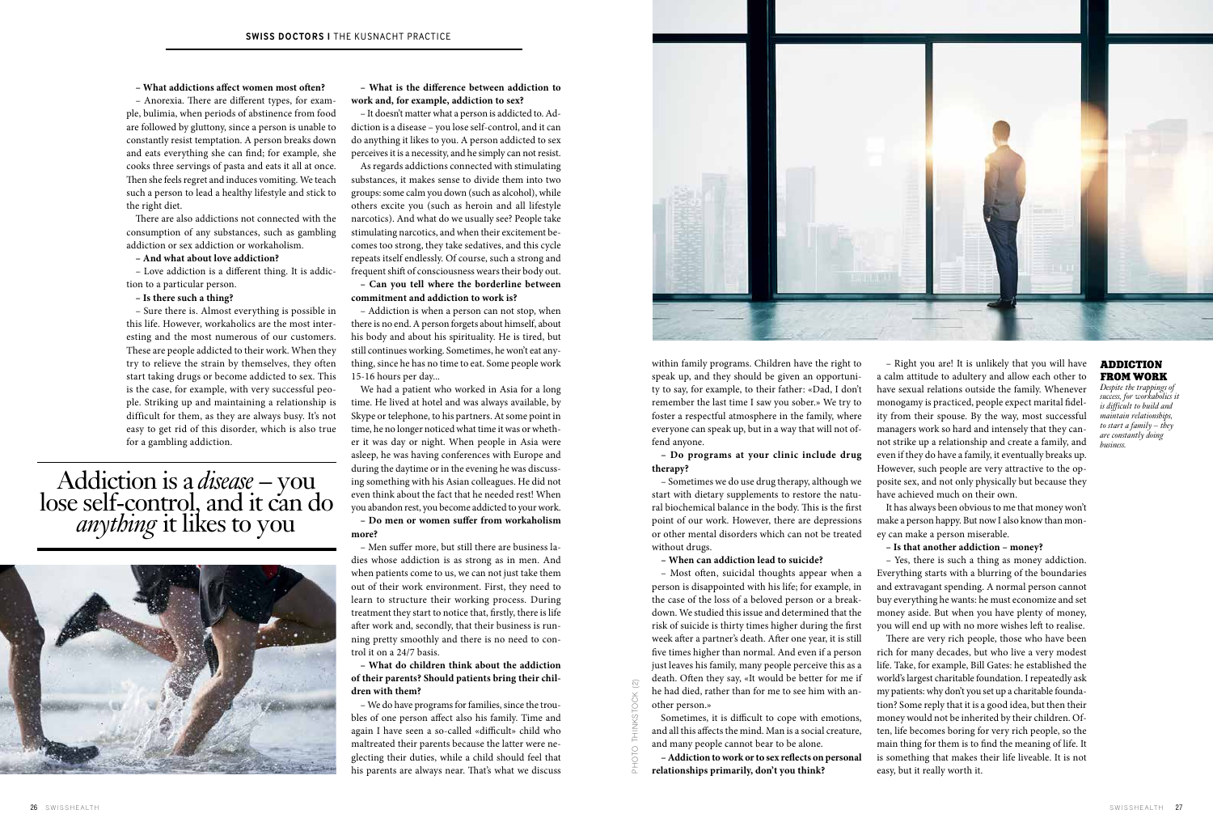**– What addictions affect women most often?**

– Anorexia. There are different types, for example, bulimia, when periods of abstinence from food are followed by gluttony, since a person is unable to constantly resist temptation. A person breaks down and eats everything she can find; for example, she cooks three servings of pasta and eats it all at once. Then she feels regret and induces vomiting. We teach such a person to lead a healthy lifestyle and stick to the right diet.

There are also addictions not connected with the consumption of any substances, such as gambling addiction or sex addiction or workaholism.

**– And what about love addiction?**

– Love addiction is a different thing. It is addiction to a particular person.

**– Is there such a thing?**

– Sure there is. Almost everything is possible in this life. However, workaholics are the most interesting and the most numerous of our customers. These are people addicted to their work. When they try to relieve the strain by themselves, they often start taking drugs or become addicted to sex. This is the case, for example, with very successful people. Striking up and maintaining a relationship is difficult for them, as they are always busy. It's not easy to get rid of this disorder, which is also true for a gambling addiction.

# Addiction is a *disease* – you lose self-control, and it can do *anything* it likes to you

**– What is the difference between addiction to work and, for example, addiction to sex?**

– It doesn't matter what a person is addicted to. Addiction is a disease – you lose self-control, and it can do anything it likes to you. A person addicted to sex perceives it is a necessity, and he simply can not resist.

As regards addictions connected with stimulating substances, it makes sense to divide them into two groups: some calm you down (such as alcohol), while others excite you (such as heroin and all lifestyle narcotics). And what do we usually see? People take stimulating narcotics, and when their excitement becomes too strong, they take sedatives, and this cycle repeats itself endlessly. Of course, such a strong and frequent shift of consciousness wears their body out.

**– Can you tell where the borderline between commitment and addiction to work is?**

– Addiction is when a person can not stop, when there is no end. A person forgets about himself, about his body and about his spirituality. He is tired, but still continues working. Sometimes, he won't eat anything, since he has no time to eat. Some people work 15-16 hours per day...

We had a patient who worked in Asia for a long time. He lived at hotel and was always available, by Skype or telephone, to his partners. At some point in time, he no longer noticed what time it was or whether it was day or night. When people in Asia were asleep, he was having conferences with Europe and during the daytime or in the evening he was discussing something with his Asian colleagues. He did not even think about the fact that he needed rest! When you abandon rest, you become addicted to your work.

**– Do men or women suffer from workaholism more?**

– Men suffer more, but still there are business ladies whose addiction is as strong as in men. And when patients come to us, we can not just take them out of their work environment. First, they need to learn to structure their working process. During treatment they start to notice that, firstly, there is life after work and, secondly, that their business is running pretty smoothly and there is no need to control it on a 24/7 basis.

**– What do children think about the addiction of their parents? Should patients bring their children with them?**

– We do have programs for families, since the troubles of one person affect also his family. Time and again I have seen a so-called «difficult» child who maltreated their parents because the latter were neglecting their duties, while a child should feel that his parents are always near. That's what we discuss within family programs. Children have the right to speak up, and they should be given an opportunity to say, for example, to their father: «Dad, I don't remember the last time I saw you sober.» We try to foster a respectful atmosphere in the family, where everyone can speak up, but in a way that will not offend anyone.

**– Do programs at your clinic include drug therapy?**

– Sometimes we do use drug therapy, although we start with dietary supplements to restore the natural biochemical balance in the body. This is the first point of our work. However, there are depressions or other mental disorders which can not be treated without drugs.

**– When can addiction lead to suicide?**

– Most often, suicidal thoughts appear when a person is disappointed with his life; for example, in the case of the loss of a beloved person or a breakdown. We studied this issue and determined that the risk of suicide is thirty times higher during the first week after a partner's death. After one year, it is still five times higher than normal. And even if a person just leaves his family, many people perceive this as a death. Often they say, «It would be better for me if he had died, rather than for me to see him with another person.»

Sometimes, it is difficult to cope with emotions, and all this affects the mind. Man is a social creature, and many people cannot bear to be alone.

**– Addiction to work or to sex reflects on personal relationships primarily, don't you think?**

– Right you are! It is unlikely that you will have a calm attitude to adultery and allow each other to have sexual relations outside the family. Whenever monogamy is practiced, people expect marital fidelity from their spouse. By the way, most successful managers work so hard and intensely that they cannot strike up a relationship and create a family, and even if they do have a family, it eventually breaks up. However, such people are very attractive to the opposite sex, and not only physically but because they have achieved much on their own.

It has always been obvious to me that money won't make a person happy. But now I also know than money can make a person miserable.

**– Is that another addiction – money?**

– Yes, there is such a thing as money addiction. Everything starts with a blurring of the boundaries and extravagant spending. A normal person cannot buy everything he wants: he must economize and set money aside. But when you have plenty of money, you will end up with no more wishes left to realise.

There are very rich people, those who have been rich for many decades, but who live a very modest life. Take, for example, Bill Gates: he established the world's largest charitable foundation. I repeatedly ask my patients: why don't you set up a charitable foundation? Some reply that it is a good idea, but then their money would not be inherited by their children. Often, life becomes boring for very rich people, so the main thing for them is to find the meaning of life. It is something that makes their life liveable. It is not easy, but it really worth it.

**ADDICTION FROM WORK**

*Despite the trappings of success, for workaholics it is difficult to build and maintain relationships, to start a family – they are constantly doing business.*

PHOTO THINKSTOCK (2)